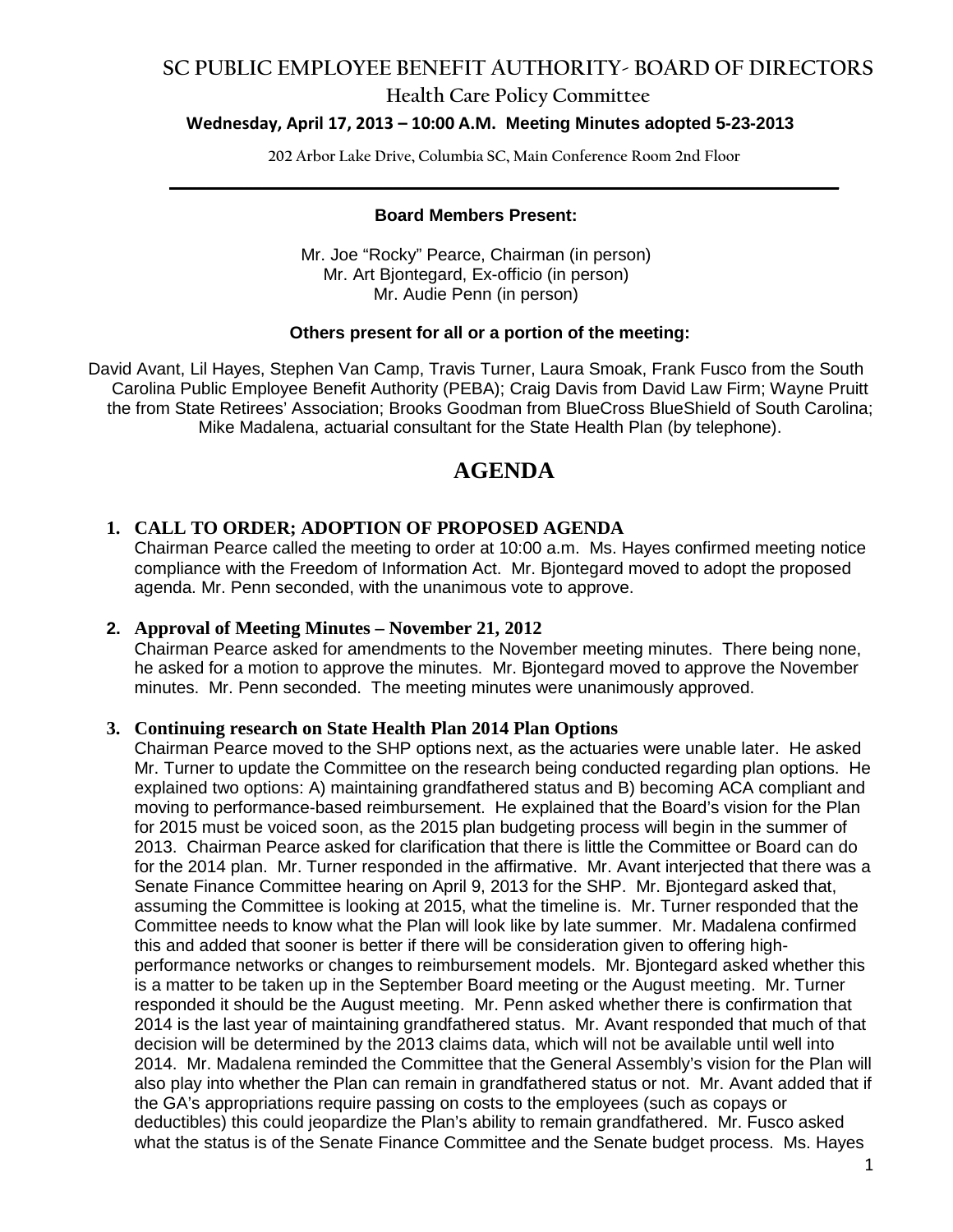# SC PUBLIC EMPLOYEE BENEFIT AUTHORITY- BOARD OF DIRECTORS

## Health Care Policy Committee

**Wednesday, April 17, 2013 – 10:00 A.M. Meeting Minutes adopted 5-23-2013**

202 Arbor Lake Drive, Columbia SC, Main Conference Room 2nd Floor

---

**Board Members Present:**

Mr. Joe "Rocky" Pearce, Chairman (in person)
Mr. Art Bjontegard, Ex-officio (in person)
Mr. Audie Penn (in person)

**Others present for all or a portion of the meeting:**

David Avant, Lil Hayes, Stephen Van Camp, Travis Turner, Laura Smoak, Frank Fusco from the South Carolina Public Employee Benefit Authority (PEBA); Craig Davis from David Law Firm; Wayne Pruitt the from State Retirees' Association; Brooks Goodman from BlueCross BlueShield of South Carolina; Mike Madalena, actuarial consultant for the State Health Plan (by telephone).

# AGENDA

**1. CALL TO ORDER; ADOPTION OF PROPOSED AGENDA**

Chairman Pearce called the meeting to order at 10:00 a.m. Ms. Hayes confirmed meeting notice compliance with the Freedom of Information Act. Mr. Bjontegard moved to adopt the proposed agenda. Mr. Penn seconded, with the unanimous vote to approve.

**2. Approval of Meeting Minutes – November 21, 2012**

Chairman Pearce asked for amendments to the November meeting minutes. There being none, he asked for a motion to approve the minutes. Mr. Bjontegard moved to approve the November minutes. Mr. Penn seconded. The meeting minutes were unanimously approved.

**3. Continuing research on State Health Plan 2014 Plan Options**

Chairman Pearce moved to the SHP options next, as the actuaries were unable later. He asked Mr. Turner to update the Committee on the research being conducted regarding plan options. He explained two options: A) maintaining grandfathered status and B) becoming ACA compliant and moving to performance-based reimbursement. He explained that the Board's vision for the Plan for 2015 must be voiced soon, as the 2015 plan budgeting process will begin in the summer of 2013. Chairman Pearce asked for clarification that there is little the Committee or Board can do for the 2014 plan. Mr. Turner responded in the affirmative. Mr. Avant interjected that there was a Senate Finance Committee hearing on April 9, 2013 for the SHP. Mr. Bjontegard asked that, assuming the Committee is looking at 2015, what the timeline is. Mr. Turner responded that the Committee needs to know what the Plan will look like by late summer. Mr. Madalena confirmed this and added that sooner is better if there will be consideration given to offering high-performance networks or changes to reimbursement models. Mr. Bjontegard asked whether this is a matter to be taken up in the September Board meeting or the August meeting. Mr. Turner responded it should be the August meeting. Mr. Penn asked whether there is confirmation that 2014 is the last year of maintaining grandfathered status. Mr. Avant responded that much of that decision will be determined by the 2013 claims data, which will not be available until well into 2014. Mr. Madalena reminded the Committee that the General Assembly's vision for the Plan will also play into whether the Plan can remain in grandfathered status or not. Mr. Avant added that if the GA's appropriations require passing on costs to the employees (such as copays or deductibles) this could jeopardize the Plan's ability to remain grandfathered. Mr. Fusco asked what the status is of the Senate Finance Committee and the Senate budget process. Ms. Hayes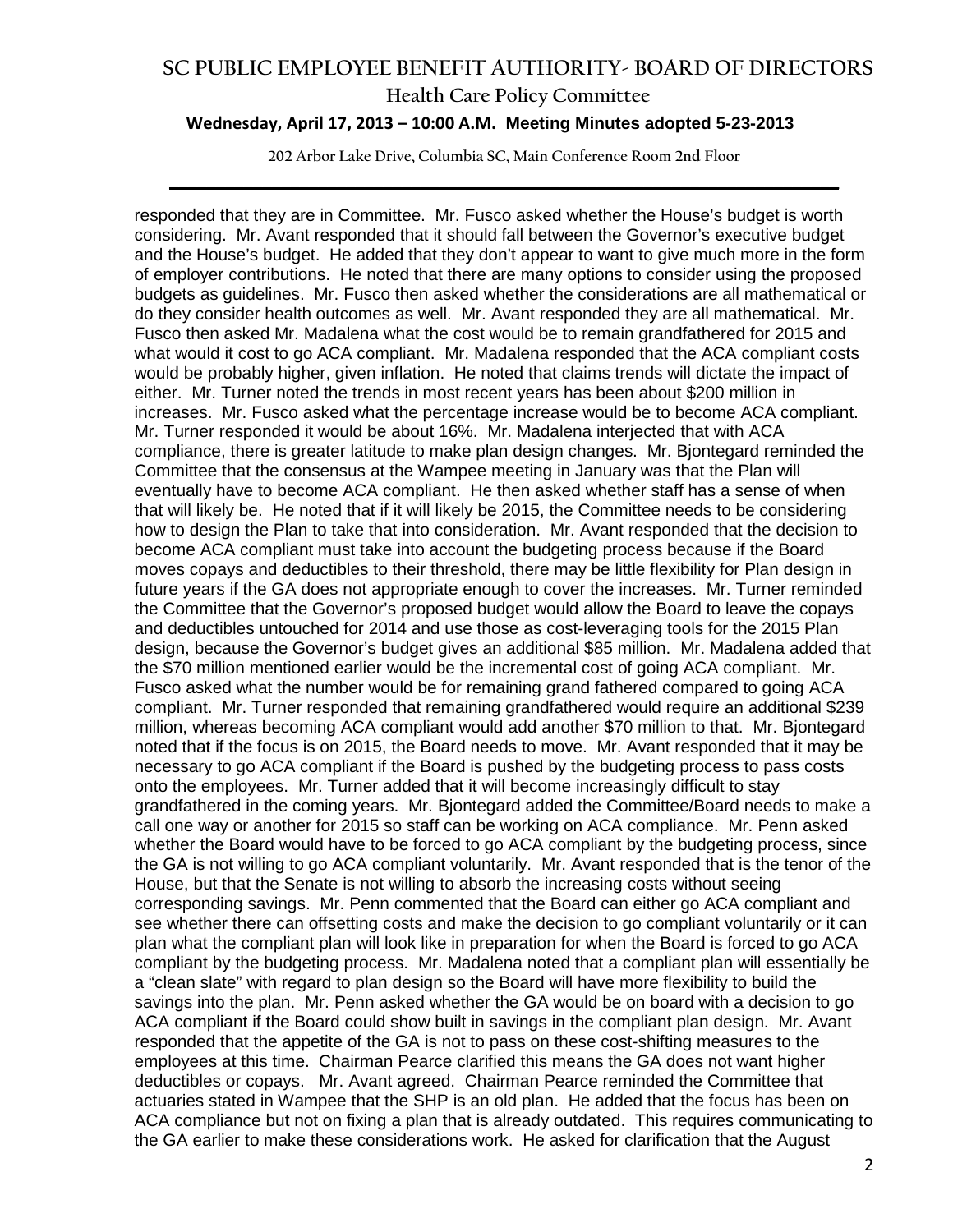responded that they are in Committee. Mr. Fusco asked whether the House's budget is worth considering. Mr. Avant responded that it should fall between the Governor's executive budget and the House's budget. He added that they don't appear to want to give much more in the form of employer contributions. He noted that there are many options to consider using the proposed budgets as guidelines. Mr. Fusco then asked whether the considerations are all mathematical or do they consider health outcomes as well. Mr. Avant responded they are all mathematical. Mr. Fusco then asked Mr. Madalena what the cost would be to remain grandfathered for 2015 and what would it cost to go ACA compliant. Mr. Madalena responded that the ACA compliant costs would be probably higher, given inflation. He noted that claims trends will dictate the impact of either. Mr. Turner noted the trends in most recent years has been about $200 million in increases. Mr. Fusco asked what the percentage increase would be to become ACA compliant. Mr. Turner responded it would be about 16%. Mr. Madalena interjected that with ACA compliance, there is greater latitude to make plan design changes. Mr. Bjontegard reminded the Committee that the consensus at the Wampee meeting in January was that the Plan will eventually have to become ACA compliant. He then asked whether staff has a sense of when that will likely be. He noted that if it will likely be 2015, the Committee needs to be considering how to design the Plan to take that into consideration. Mr. Avant responded that the decision to become ACA compliant must take into account the budgeting process because if the Board moves copays and deductibles to their threshold, there may be little flexibility for Plan design in future years if the GA does not appropriate enough to cover the increases. Mr. Turner reminded the Committee that the Governor's proposed budget would allow the Board to leave the copays and deductibles untouched for 2014 and use those as cost-leveraging tools for the 2015 Plan design, because the Governor's budget gives an additional $85 million. Mr. Madalena added that the $70 million mentioned earlier would be the incremental cost of going ACA compliant. Mr. Fusco asked what the number would be for remaining grand fathered compared to going ACA compliant. Mr. Turner responded that remaining grandfathered would require an additional $239 million, whereas becoming ACA compliant would add another $70 million to that. Mr. Bjontegard noted that if the focus is on 2015, the Board needs to move. Mr. Avant responded that it may be necessary to go ACA compliant if the Board is pushed by the budgeting process to pass costs onto the employees. Mr. Turner added that it will become increasingly difficult to stay grandfathered in the coming years. Mr. Bjontegard added the Committee/Board needs to make a call one way or another for 2015 so staff can be working on ACA compliance. Mr. Penn asked whether the Board would have to be forced to go ACA compliant by the budgeting process, since the GA is not willing to go ACA compliant voluntarily. Mr. Avant responded that is the tenor of the House, but that the Senate is not willing to absorb the increasing costs without seeing corresponding savings. Mr. Penn commented that the Board can either go ACA compliant and see whether there can offsetting costs and make the decision to go compliant voluntarily or it can plan what the compliant plan will look like in preparation for when the Board is forced to go ACA compliant by the budgeting process. Mr. Madalena noted that a compliant plan will essentially be a "clean slate" with regard to plan design so the Board will have more flexibility to build the savings into the plan. Mr. Penn asked whether the GA would be on board with a decision to go ACA compliant if the Board could show built in savings in the compliant plan design. Mr. Avant responded that the appetite of the GA is not to pass on these cost-shifting measures to the employees at this time. Chairman Pearce clarified this means the GA does not want higher deductibles or copays. Mr. Avant agreed. Chairman Pearce reminded the Committee that actuaries stated in Wampee that the SHP is an old plan. He added that the focus has been on ACA compliance but not on fixing a plan that is already outdated. This requires communicating to the GA earlier to make these considerations work. He asked for clarification that the August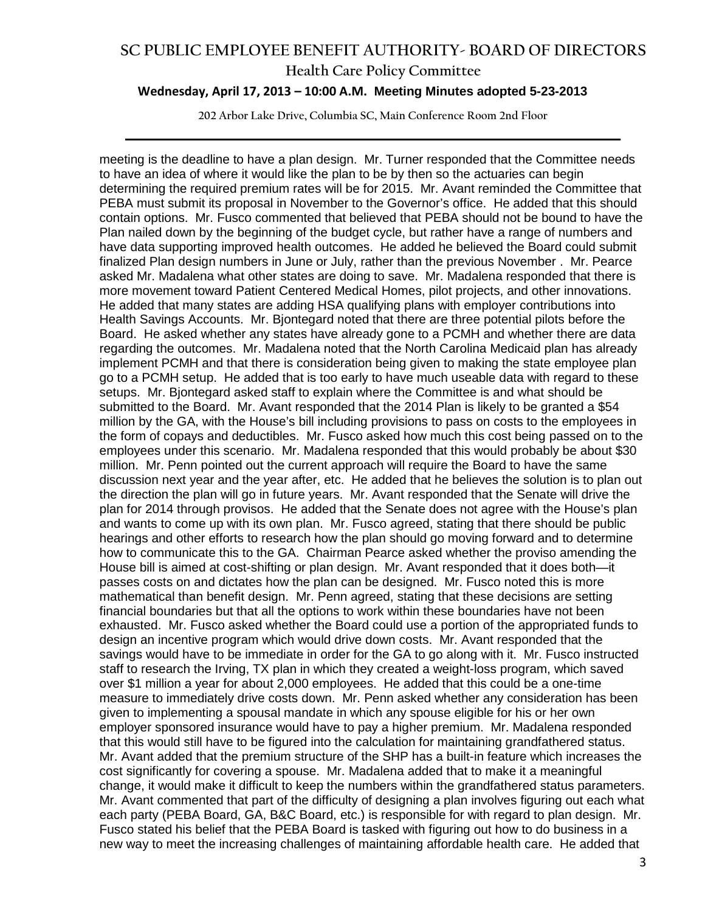meeting is the deadline to have a plan design. Mr. Turner responded that the Committee needs to have an idea of where it would like the plan to be by then so the actuaries can begin determining the required premium rates will be for 2015. Mr. Avant reminded the Committee that PEBA must submit its proposal in November to the Governor's office. He added that this should contain options. Mr. Fusco commented that believed that PEBA should not be bound to have the Plan nailed down by the beginning of the budget cycle, but rather have a range of numbers and have data supporting improved health outcomes. He added he believed the Board could submit finalized Plan design numbers in June or July, rather than the previous November . Mr. Pearce asked Mr. Madalena what other states are doing to save. Mr. Madalena responded that there is more movement toward Patient Centered Medical Homes, pilot projects, and other innovations. He added that many states are adding HSA qualifying plans with employer contributions into Health Savings Accounts. Mr. Bjontegard noted that there are three potential pilots before the Board. He asked whether any states have already gone to a PCMH and whether there are data regarding the outcomes. Mr. Madalena noted that the North Carolina Medicaid plan has already implement PCMH and that there is consideration being given to making the state employee plan go to a PCMH setup. He added that is too early to have much useable data with regard to these setups. Mr. Bjontegard asked staff to explain where the Committee is and what should be submitted to the Board. Mr. Avant responded that the 2014 Plan is likely to be granted a $54 million by the GA, with the House's bill including provisions to pass on costs to the employees in the form of copays and deductibles. Mr. Fusco asked how much this cost being passed on to the employees under this scenario. Mr. Madalena responded that this would probably be about $30 million. Mr. Penn pointed out the current approach will require the Board to have the same discussion next year and the year after, etc. He added that he believes the solution is to plan out the direction the plan will go in future years. Mr. Avant responded that the Senate will drive the plan for 2014 through provisos. He added that the Senate does not agree with the House's plan and wants to come up with its own plan. Mr. Fusco agreed, stating that there should be public hearings and other efforts to research how the plan should go moving forward and to determine how to communicate this to the GA. Chairman Pearce asked whether the proviso amending the House bill is aimed at cost-shifting or plan design. Mr. Avant responded that it does both—it passes costs on and dictates how the plan can be designed. Mr. Fusco noted this is more mathematical than benefit design. Mr. Penn agreed, stating that these decisions are setting financial boundaries but that all the options to work within these boundaries have not been exhausted. Mr. Fusco asked whether the Board could use a portion of the appropriated funds to design an incentive program which would drive down costs. Mr. Avant responded that the savings would have to be immediate in order for the GA to go along with it. Mr. Fusco instructed staff to research the Irving, TX plan in which they created a weight-loss program, which saved over $1 million a year for about 2,000 employees. He added that this could be a one-time measure to immediately drive costs down. Mr. Penn asked whether any consideration has been given to implementing a spousal mandate in which any spouse eligible for his or her own employer sponsored insurance would have to pay a higher premium. Mr. Madalena responded that this would still have to be figured into the calculation for maintaining grandfathered status. Mr. Avant added that the premium structure of the SHP has a built-in feature which increases the cost significantly for covering a spouse. Mr. Madalena added that to make it a meaningful change, it would make it difficult to keep the numbers within the grandfathered status parameters. Mr. Avant commented that part of the difficulty of designing a plan involves figuring out each what each party (PEBA Board, GA, B&C Board, etc.) is responsible for with regard to plan design. Mr. Fusco stated his belief that the PEBA Board is tasked with figuring out how to do business in a new way to meet the increasing challenges of maintaining affordable health care. He added that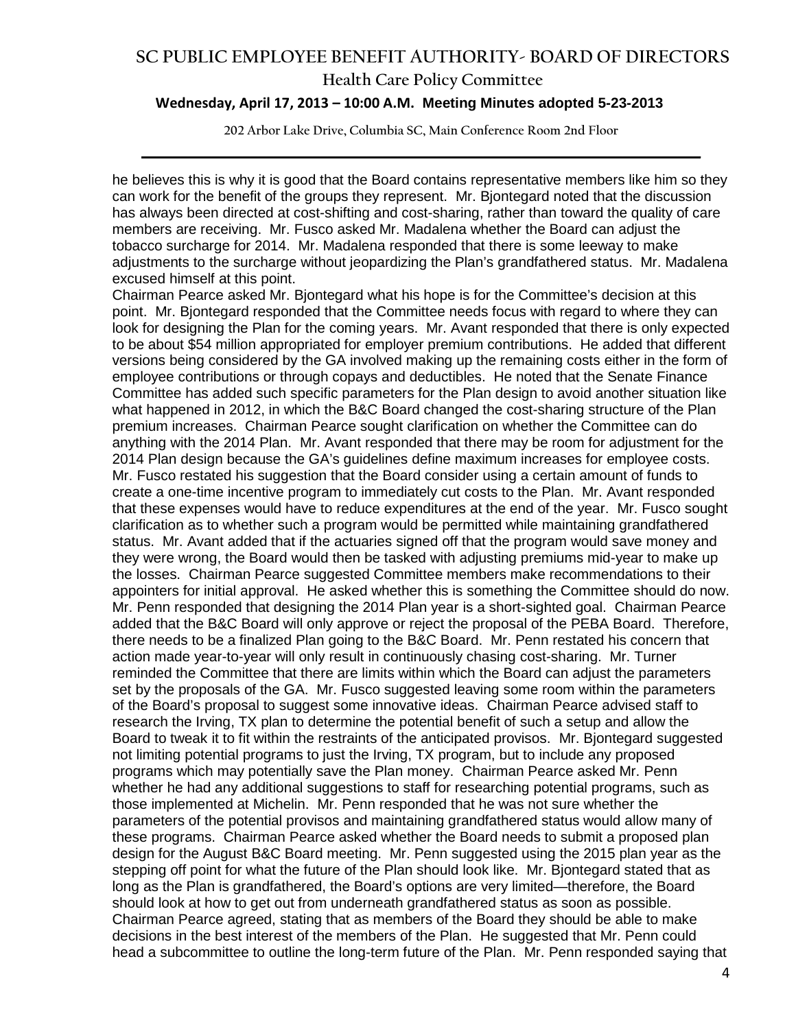he believes this is why it is good that the Board contains representative members like him so they can work for the benefit of the groups they represent. Mr. Bjontegard noted that the discussion has always been directed at cost-shifting and cost-sharing, rather than toward the quality of care members are receiving. Mr. Fusco asked Mr. Madalena whether the Board can adjust the tobacco surcharge for 2014. Mr. Madalena responded that there is some leeway to make adjustments to the surcharge without jeopardizing the Plan's grandfathered status. Mr. Madalena excused himself at this point.

Chairman Pearce asked Mr. Bjontegard what his hope is for the Committee's decision at this point. Mr. Bjontegard responded that the Committee needs focus with regard to where they can look for designing the Plan for the coming years. Mr. Avant responded that there is only expected to be about \$54 million appropriated for employer premium contributions. He added that different versions being considered by the GA involved making up the remaining costs either in the form of employee contributions or through copays and deductibles. He noted that the Senate Finance Committee has added such specific parameters for the Plan design to avoid another situation like what happened in 2012, in which the B&C Board changed the cost-sharing structure of the Plan premium increases. Chairman Pearce sought clarification on whether the Committee can do anything with the 2014 Plan. Mr. Avant responded that there may be room for adjustment for the 2014 Plan design because the GA's guidelines define maximum increases for employee costs. Mr. Fusco restated his suggestion that the Board consider using a certain amount of funds to create a one-time incentive program to immediately cut costs to the Plan. Mr. Avant responded that these expenses would have to reduce expenditures at the end of the year. Mr. Fusco sought clarification as to whether such a program would be permitted while maintaining grandfathered status. Mr. Avant added that if the actuaries signed off that the program would save money and they were wrong, the Board would then be tasked with adjusting premiums mid-year to make up the losses. Chairman Pearce suggested Committee members make recommendations to their appointers for initial approval. He asked whether this is something the Committee should do now. Mr. Penn responded that designing the 2014 Plan year is a short-sighted goal. Chairman Pearce added that the B&C Board will only approve or reject the proposal of the PEBA Board. Therefore, there needs to be a finalized Plan going to the B&C Board. Mr. Penn restated his concern that action made year-to-year will only result in continuously chasing cost-sharing. Mr. Turner reminded the Committee that there are limits within which the Board can adjust the parameters set by the proposals of the GA. Mr. Fusco suggested leaving some room within the parameters of the Board's proposal to suggest some innovative ideas. Chairman Pearce advised staff to research the Irving, TX plan to determine the potential benefit of such a setup and allow the Board to tweak it to fit within the restraints of the anticipated provisos. Mr. Bjontegard suggested not limiting potential programs to just the Irving, TX program, but to include any proposed programs which may potentially save the Plan money. Chairman Pearce asked Mr. Penn whether he had any additional suggestions to staff for researching potential programs, such as those implemented at Michelin. Mr. Penn responded that he was not sure whether the parameters of the potential provisos and maintaining grandfathered status would allow many of these programs. Chairman Pearce asked whether the Board needs to submit a proposed plan design for the August B&C Board meeting. Mr. Penn suggested using the 2015 plan year as the stepping off point for what the future of the Plan should look like. Mr. Bjontegard stated that as long as the Plan is grandfathered, the Board's options are very limited—therefore, the Board should look at how to get out from underneath grandfathered status as soon as possible. Chairman Pearce agreed, stating that as members of the Board they should be able to make decisions in the best interest of the members of the Plan. He suggested that Mr. Penn could head a subcommittee to outline the long-term future of the Plan. Mr. Penn responded saying that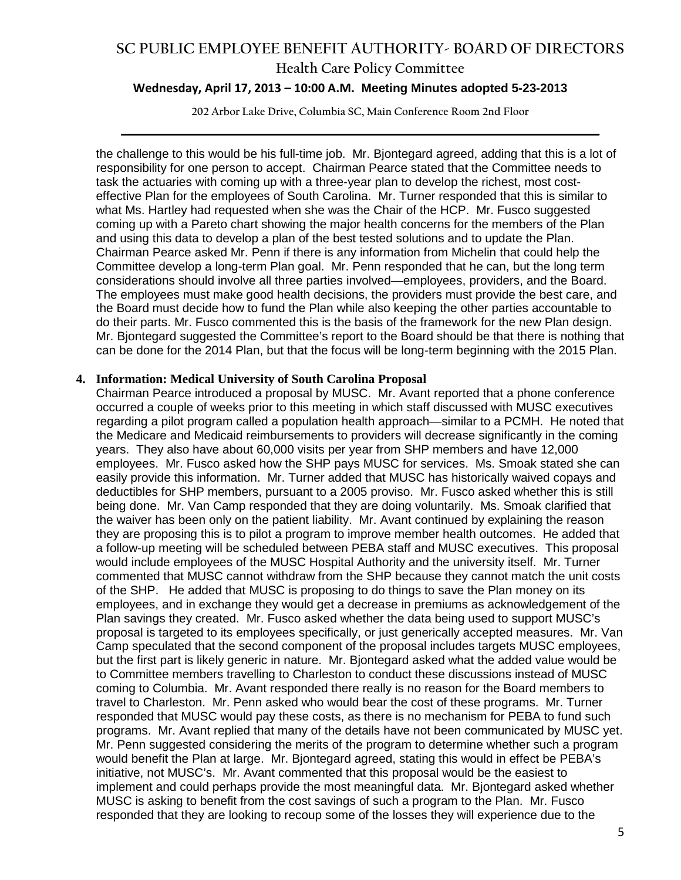the challenge to this would be his full-time job. Mr. Bjontegard agreed, adding that this is a lot of responsibility for one person to accept. Chairman Pearce stated that the Committee needs to task the actuaries with coming up with a three-year plan to develop the richest, most cost-effective Plan for the employees of South Carolina. Mr. Turner responded that this is similar to what Ms. Hartley had requested when she was the Chair of the HCP. Mr. Fusco suggested coming up with a Pareto chart showing the major health concerns for the members of the Plan and using this data to develop a plan of the best tested solutions and to update the Plan. Chairman Pearce asked Mr. Penn if there is any information from Michelin that could help the Committee develop a long-term Plan goal. Mr. Penn responded that he can, but the long term considerations should involve all three parties involved—employees, providers, and the Board. The employees must make good health decisions, the providers must provide the best care, and the Board must decide how to fund the Plan while also keeping the other parties accountable to do their parts. Mr. Fusco commented this is the basis of the framework for the new Plan design. Mr. Bjontegard suggested the Committee's report to the Board should be that there is nothing that can be done for the 2014 Plan, but that the focus will be long-term beginning with the 2015 Plan.

4. **Information: Medical University of South Carolina Proposal**

Chairman Pearce introduced a proposal by MUSC. Mr. Avant reported that a phone conference occurred a couple of weeks prior to this meeting in which staff discussed with MUSC executives regarding a pilot program called a population health approach—similar to a PCMH. He noted that the Medicare and Medicaid reimbursements to providers will decrease significantly in the coming years. They also have about 60,000 visits per year from SHP members and have 12,000 employees. Mr. Fusco asked how the SHP pays MUSC for services. Ms. Smoak stated she can easily provide this information. Mr. Turner added that MUSC has historically waived copays and deductibles for SHP members, pursuant to a 2005 proviso. Mr. Fusco asked whether this is still being done. Mr. Van Camp responded that they are doing voluntarily. Ms. Smoak clarified that the waiver has been only on the patient liability. Mr. Avant continued by explaining the reason they are proposing this is to pilot a program to improve member health outcomes. He added that a follow-up meeting will be scheduled between PEBA staff and MUSC executives. This proposal would include employees of the MUSC Hospital Authority and the university itself. Mr. Turner commented that MUSC cannot withdraw from the SHP because they cannot match the unit costs of the SHP. He added that MUSC is proposing to do things to save the Plan money on its employees, and in exchange they would get a decrease in premiums as acknowledgement of the Plan savings they created. Mr. Fusco asked whether the data being used to support MUSC's proposal is targeted to its employees specifically, or just generically accepted measures. Mr. Van Camp speculated that the second component of the proposal includes targets MUSC employees, but the first part is likely generic in nature. Mr. Bjontegard asked what the added value would be to Committee members travelling to Charleston to conduct these discussions instead of MUSC coming to Columbia. Mr. Avant responded there really is no reason for the Board members to travel to Charleston. Mr. Penn asked who would bear the cost of these programs. Mr. Turner responded that MUSC would pay these costs, as there is no mechanism for PEBA to fund such programs. Mr. Avant replied that many of the details have not been communicated by MUSC yet. Mr. Penn suggested considering the merits of the program to determine whether such a program would benefit the Plan at large. Mr. Bjontegard agreed, stating this would in effect be PEBA's initiative, not MUSC's. Mr. Avant commented that this proposal would be the easiest to implement and could perhaps provide the most meaningful data. Mr. Bjontegard asked whether MUSC is asking to benefit from the cost savings of such a program to the Plan. Mr. Fusco responded that they are looking to recoup some of the losses they will experience due to the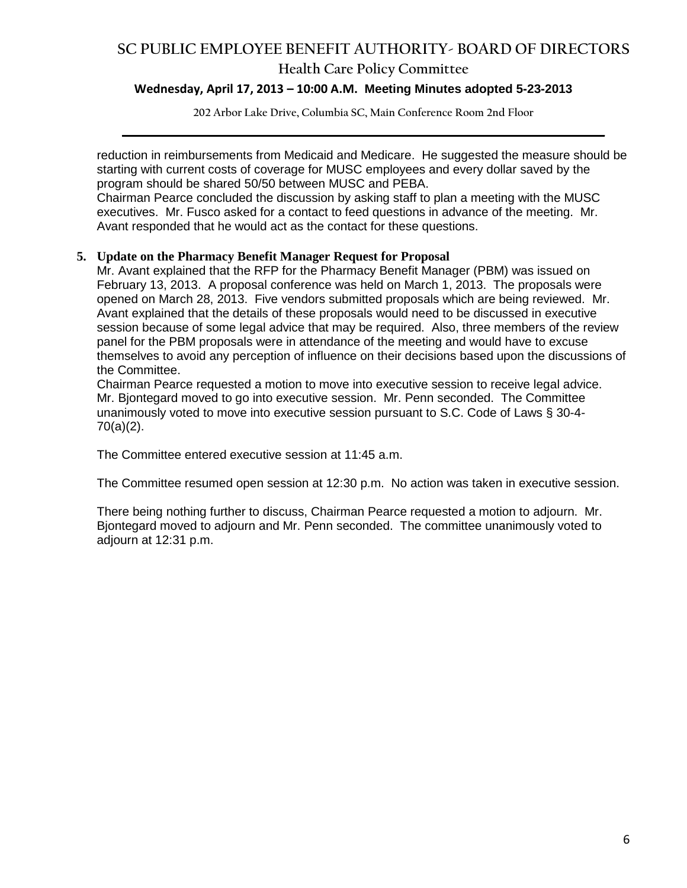reduction in reimbursements from Medicaid and Medicare. He suggested the measure should be starting with current costs of coverage for MUSC employees and every dollar saved by the program should be shared 50/50 between MUSC and PEBA.
Chairman Pearce concluded the discussion by asking staff to plan a meeting with the MUSC executives. Mr. Fusco asked for a contact to feed questions in advance of the meeting. Mr. Avant responded that he would act as the contact for these questions.

**5. Update on the Pharmacy Benefit Manager Request for Proposal**

Mr. Avant explained that the RFP for the Pharmacy Benefit Manager (PBM) was issued on February 13, 2013. A proposal conference was held on March 1, 2013. The proposals were opened on March 28, 2013. Five vendors submitted proposals which are being reviewed. Mr. Avant explained that the details of these proposals would need to be discussed in executive session because of some legal advice that may be required. Also, three members of the review panel for the PBM proposals were in attendance of the meeting and would have to excuse themselves to avoid any perception of influence on their decisions based upon the discussions of the Committee.
Chairman Pearce requested a motion to move into executive session to receive legal advice. Mr. Bjontegard moved to go into executive session. Mr. Penn seconded. The Committee unanimously voted to move into executive session pursuant to S.C. Code of Laws § 30-4-70(a)(2).

The Committee entered executive session at 11:45 a.m.

The Committee resumed open session at 12:30 p.m. No action was taken in executive session.

There being nothing further to discuss, Chairman Pearce requested a motion to adjourn. Mr. Bjontegard moved to adjourn and Mr. Penn seconded. The committee unanimously voted to adjourn at 12:31 p.m.